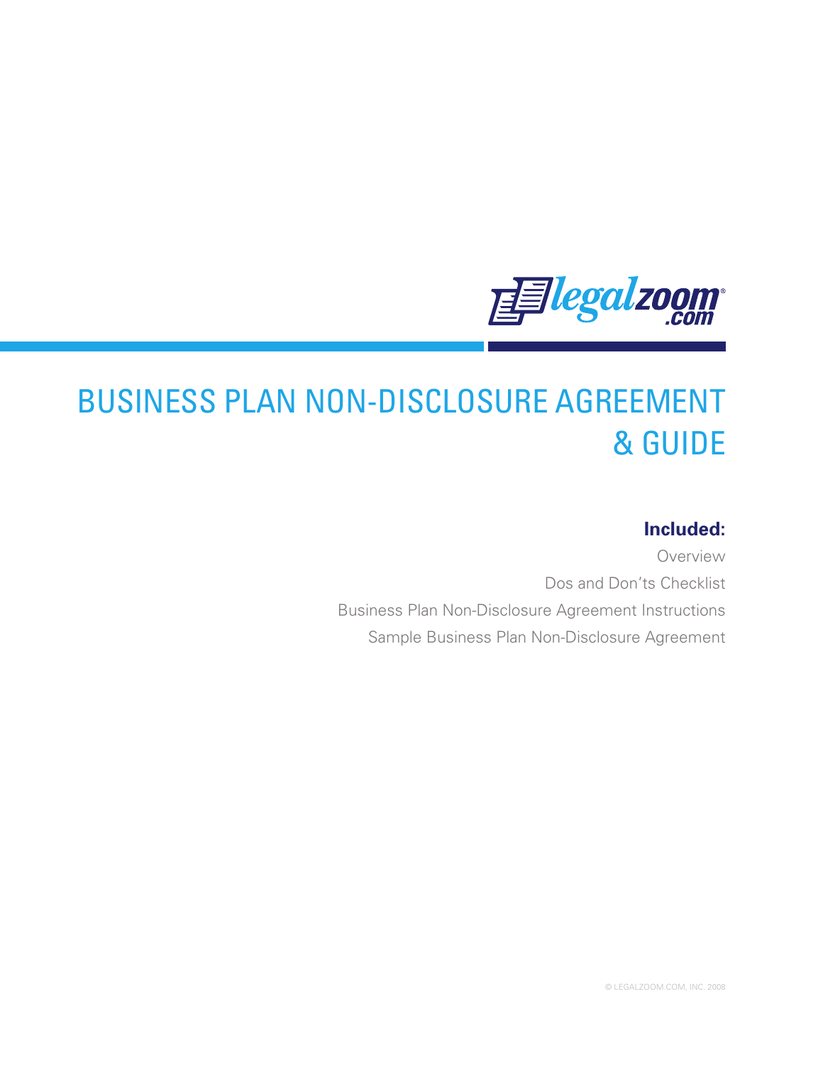legalzoom.com

# BUSINESS PLAN NON-DISCLOSURE AGREEMENT & GUIDE

**Included:**

Overview

Dos and Don'ts Checklist

Business Plan Non-Disclosure Agreement Instructions

Sample Business Plan Non-Disclosure Agreement

© LEGALZOOM.COM, INC. 2008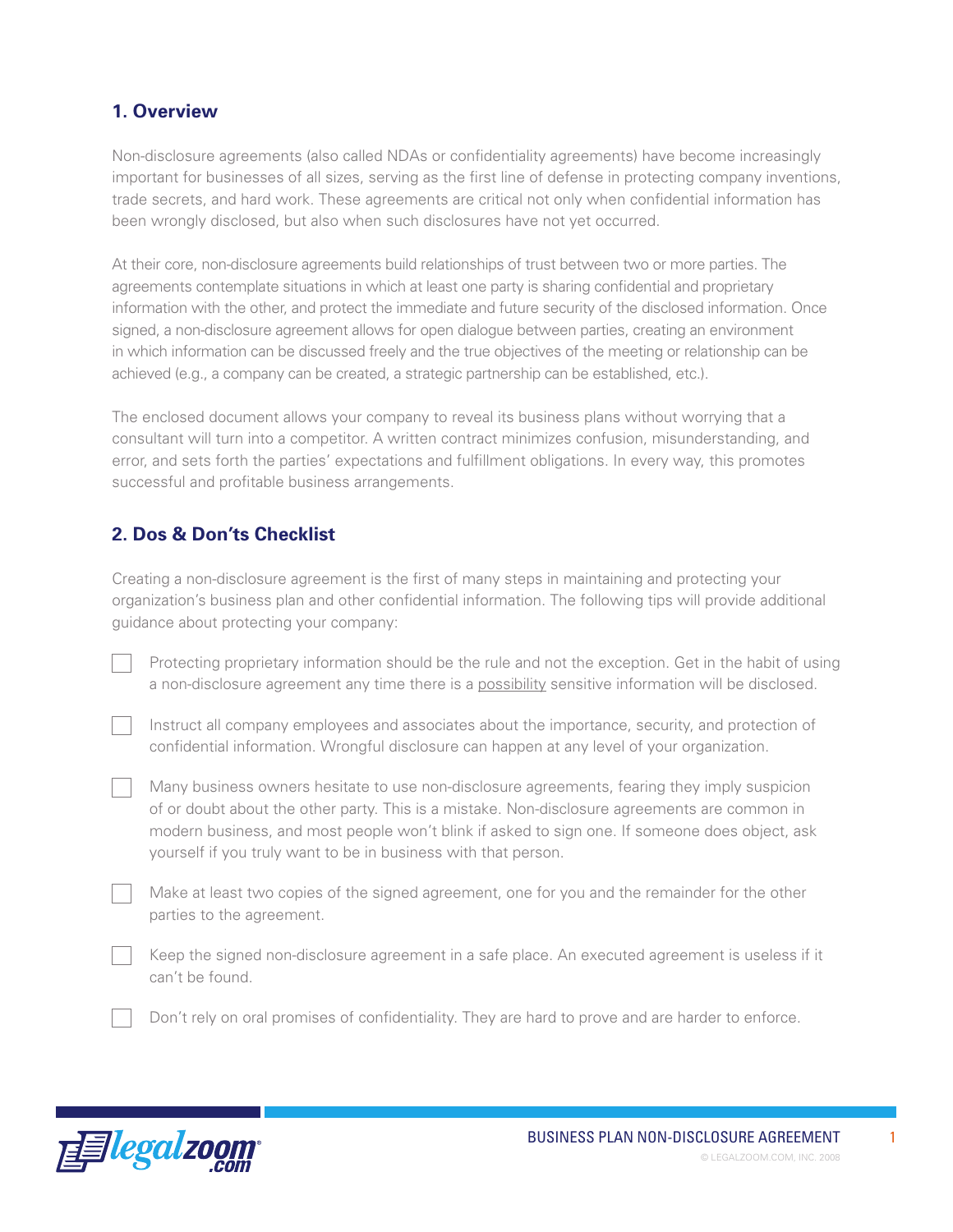## 1. Overview

Non-disclosure agreements (also called NDAs or confidentiality agreements) have become increasingly important for businesses of all sizes, serving as the first line of defense in protecting company inventions, trade secrets, and hard work. These agreements are critical not only when confidential information has been wrongly disclosed, but also when such disclosures have not yet occurred.

At their core, non-disclosure agreements build relationships of trust between two or more parties. The agreements contemplate situations in which at least one party is sharing confidential and proprietary information with the other, and protect the immediate and future security of the disclosed information. Once signed, a non-disclosure agreement allows for open dialogue between parties, creating an environment in which information can be discussed freely and the true objectives of the meeting or relationship can be achieved (e.g., a company can be created, a strategic partnership can be established, etc.).

The enclosed document allows your company to reveal its business plans without worrying that a consultant will turn into a competitor. A written contract minimizes confusion, misunderstanding, and error, and sets forth the parties' expectations and fulfillment obligations. In every way, this promotes successful and profitable business arrangements.

## 2. Dos & Don'ts Checklist

Creating a non-disclosure agreement is the first of many steps in maintaining and protecting your organization's business plan and other confidential information. The following tips will provide additional guidance about protecting your company:

- [ ] Protecting proprietary information should be the rule and not the exception. Get in the habit of using a non-disclosure agreement any time there is a <u>possibility</u> sensitive information will be disclosed.
- [ ] Instruct all company employees and associates about the importance, security, and protection of confidential information. Wrongful disclosure can happen at any level of your organization.
- [ ] Many business owners hesitate to use non-disclosure agreements, fearing they imply suspicion of or doubt about the other party. This is a mistake. Non-disclosure agreements are common in modern business, and most people won't blink if asked to sign one. If someone does object, ask yourself if you truly want to be in business with that person.
- [ ] Make at least two copies of the signed agreement, one for you and the remainder for the other parties to the agreement.
- [ ] Keep the signed non-disclosure agreement in a safe place. An executed agreement is useless if it can't be found.
- [ ] Don't rely on oral promises of confidentiality. They are hard to prove and are harder to enforce.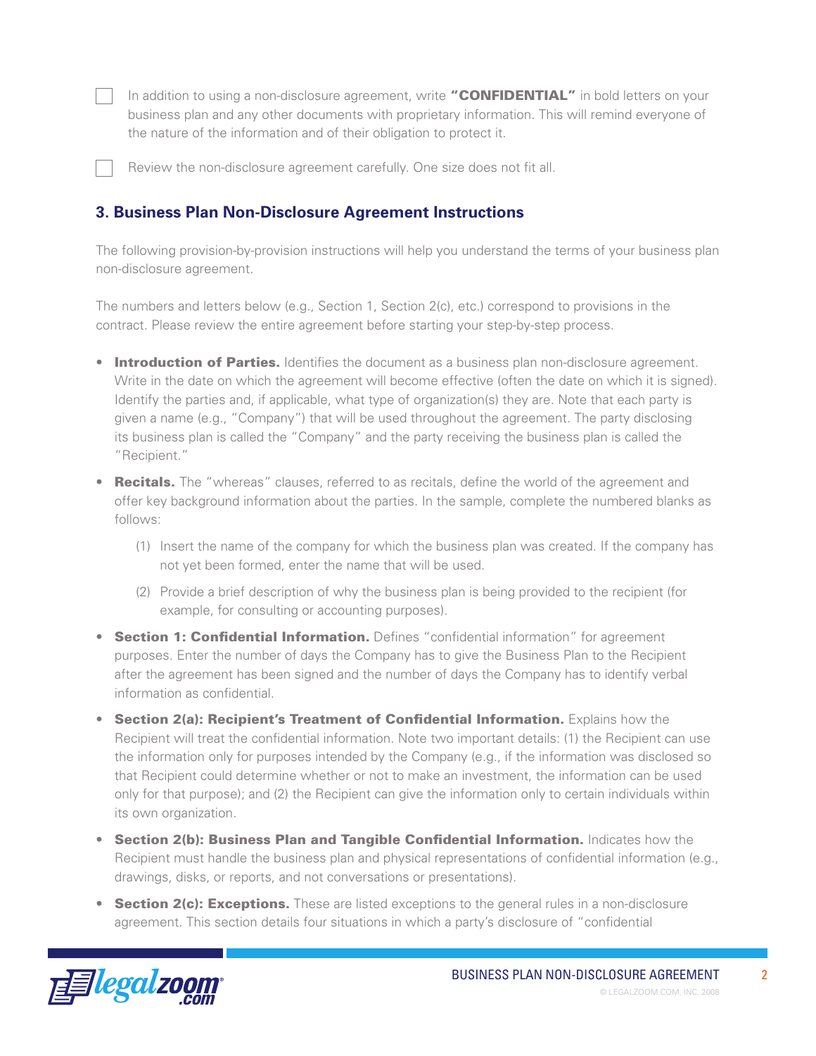- [ ] In addition to using a non-disclosure agreement, write **"CONFIDENTIAL"** in bold letters on your business plan and any other documents with proprietary information. This will remind everyone of the nature of the information and of their obligation to protect it.

- [ ] Review the non-disclosure agreement carefully. One size does not fit all.

### 3. Business Plan Non-Disclosure Agreement Instructions

The following provision-by-provision instructions will help you understand the terms of your business plan non-disclosure agreement.

The numbers and letters below (e.g., Section 1, Section 2(c), etc.) correspond to provisions in the contract. Please review the entire agreement before starting your step-by-step process.

- **Introduction of Parties.** Identifies the document as a business plan non-disclosure agreement. Write in the date on which the agreement will become effective (often the date on which it is signed). Identify the parties and, if applicable, what type of organization(s) they are. Note that each party is given a name (e.g., "Company") that will be used throughout the agreement. The party disclosing its business plan is called the "Company" and the party receiving the business plan is called the "Recipient."

- **Recitals.** The "whereas" clauses, referred to as recitals, define the world of the agreement and offer key background information about the parties. In the sample, complete the numbered blanks as follows:

  (1) Insert the name of the company for which the business plan was created. If the company has not yet been formed, enter the name that will be used.

  (2) Provide a brief description of why the business plan is being provided to the recipient (for example, for consulting or accounting purposes).

- **Section 1: Confidential Information.** Defines "confidential information" for agreement purposes. Enter the number of days the Company has to give the Business Plan to the Recipient after the agreement has been signed and the number of days the Company has to identify verbal information as confidential.

- **Section 2(a): Recipient's Treatment of Confidential Information.** Explains how the Recipient will treat the confidential information. Note two important details: (1) the Recipient can use the information only for purposes intended by the Company (e.g., if the information was disclosed so that Recipient could determine whether or not to make an investment, the information can be used only for that purpose); and (2) the Recipient can give the information only to certain individuals within its own organization.

- **Section 2(b): Business Plan and Tangible Confidential Information.** Indicates how the Recipient must handle the business plan and physical representations of confidential information (e.g., drawings, disks, or reports, and not conversations or presentations).

- **Section 2(c): Exceptions.** These are listed exceptions to the general rules in a non-disclosure agreement. This section details four situations in which a party's disclosure of "confidential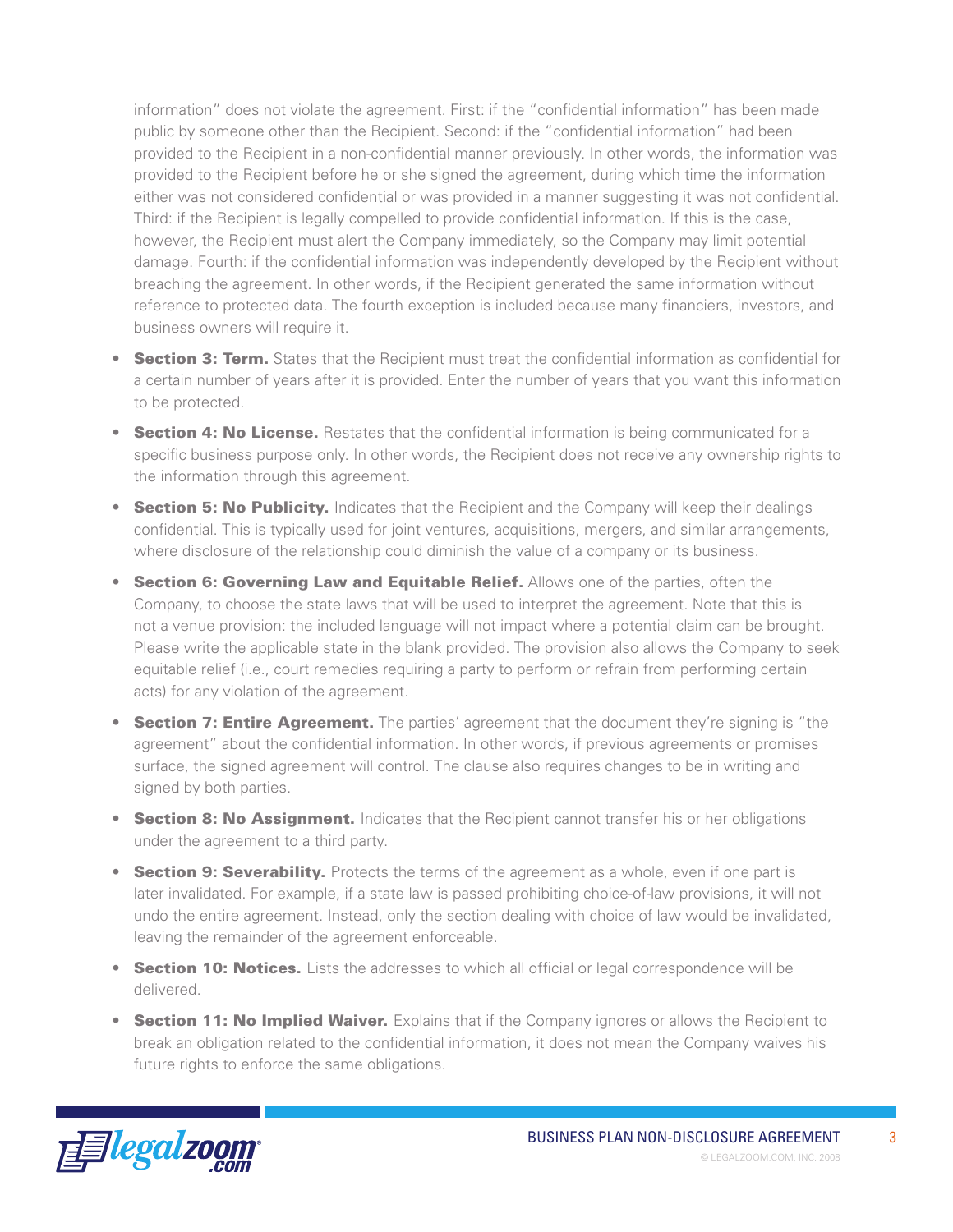information" does not violate the agreement. First: if the "confidential information" has been made public by someone other than the Recipient. Second: if the "confidential information" had been provided to the Recipient in a non-confidential manner previously. In other words, the information was provided to the Recipient before he or she signed the agreement, during which time the information either was not considered confidential or was provided in a manner suggesting it was not confidential. Third: if the Recipient is legally compelled to provide confidential information. If this is the case, however, the Recipient must alert the Company immediately, so the Company may limit potential damage. Fourth: if the confidential information was independently developed by the Recipient without breaching the agreement. In other words, if the Recipient generated the same information without reference to protected data. The fourth exception is included because many financiers, investors, and business owners will require it.

- **Section 3: Term.** States that the Recipient must treat the confidential information as confidential for a certain number of years after it is provided. Enter the number of years that you want this information to be protected.
- **Section 4: No License.** Restates that the confidential information is being communicated for a specific business purpose only. In other words, the Recipient does not receive any ownership rights to the information through this agreement.
- **Section 5: No Publicity.** Indicates that the Recipient and the Company will keep their dealings confidential. This is typically used for joint ventures, acquisitions, mergers, and similar arrangements, where disclosure of the relationship could diminish the value of a company or its business.
- **Section 6: Governing Law and Equitable Relief.** Allows one of the parties, often the Company, to choose the state laws that will be used to interpret the agreement. Note that this is not a venue provision: the included language will not impact where a potential claim can be brought. Please write the applicable state in the blank provided. The provision also allows the Company to seek equitable relief (i.e., court remedies requiring a party to perform or refrain from performing certain acts) for any violation of the agreement.
- **Section 7: Entire Agreement.** The parties' agreement that the document they're signing is "the agreement" about the confidential information. In other words, if previous agreements or promises surface, the signed agreement will control. The clause also requires changes to be in writing and signed by both parties.
- **Section 8: No Assignment.** Indicates that the Recipient cannot transfer his or her obligations under the agreement to a third party.
- **Section 9: Severability.** Protects the terms of the agreement as a whole, even if one part is later invalidated. For example, if a state law is passed prohibiting choice-of-law provisions, it will not undo the entire agreement. Instead, only the section dealing with choice of law would be invalidated, leaving the remainder of the agreement enforceable.
- **Section 10: Notices.** Lists the addresses to which all official or legal correspondence will be delivered.
- **Section 11: No Implied Waiver.** Explains that if the Company ignores or allows the Recipient to break an obligation related to the confidential information, it does not mean the Company waives his future rights to enforce the same obligations.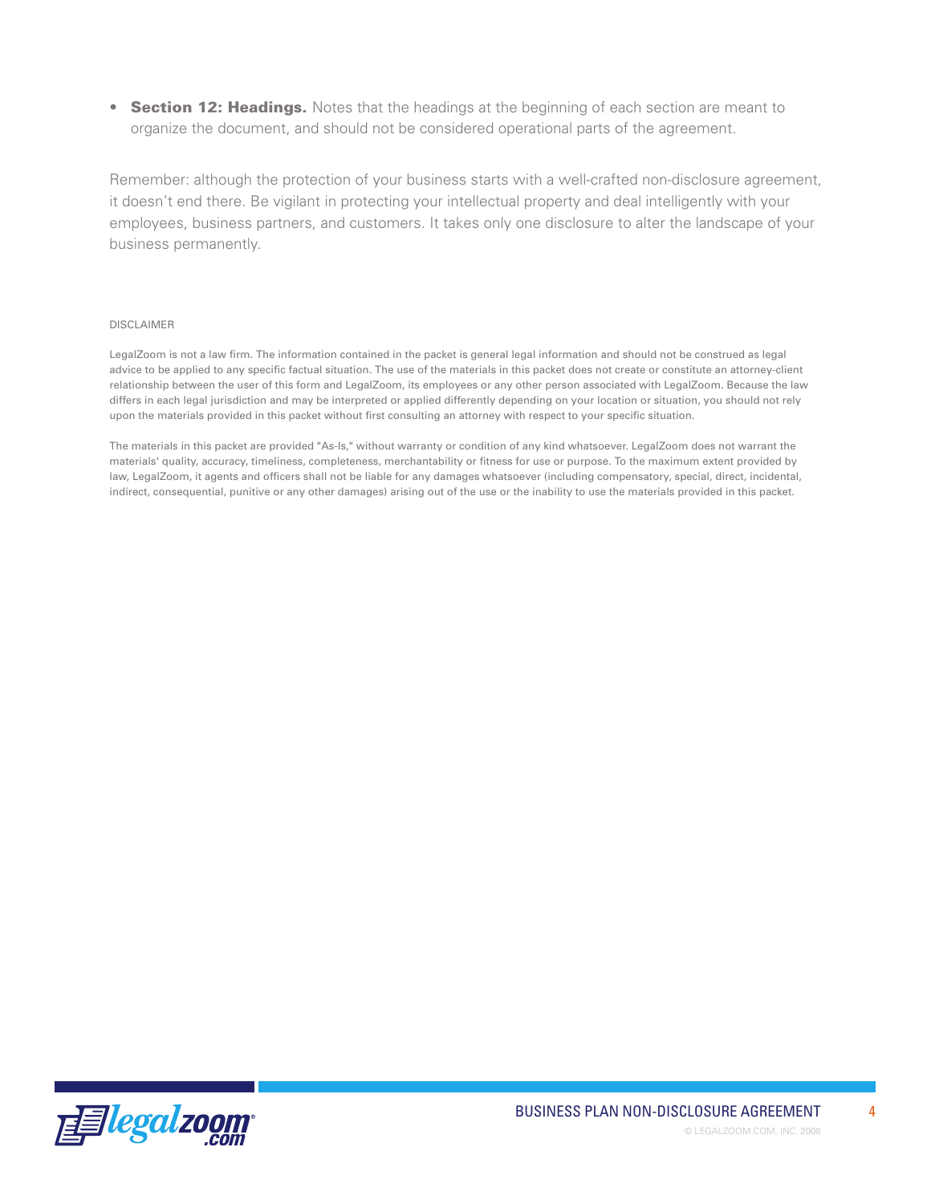- **Section 12: Headings.** Notes that the headings at the beginning of each section are meant to organize the document, and should not be considered operational parts of the agreement.

Remember: although the protection of your business starts with a well-crafted non-disclosure agreement, it doesn't end there. Be vigilant in protecting your intellectual property and deal intelligently with your employees, business partners, and customers. It takes only one disclosure to alter the landscape of your business permanently.

DISCLAIMER

LegalZoom is not a law firm. The information contained in the packet is general legal information and should not be construed as legal advice to be applied to any specific factual situation. The use of the materials in this packet does not create or constitute an attorney-client relationship between the user of this form and LegalZoom, its employees or any other person associated with LegalZoom. Because the law differs in each legal jurisdiction and may be interpreted or applied differently depending on your location or situation, you should not rely upon the materials provided in this packet without first consulting an attorney with respect to your specific situation.

The materials in this packet are provided "As-Is," without warranty or condition of any kind whatsoever. LegalZoom does not warrant the materials' quality, accuracy, timeliness, completeness, merchantability or fitness for use or purpose. To the maximum extent provided by law, LegalZoom, it agents and officers shall not be liable for any damages whatsoever (including compensatory, special, direct, incidental, indirect, consequential, punitive or any other damages) arising out of the use or the inability to use the materials provided in this packet.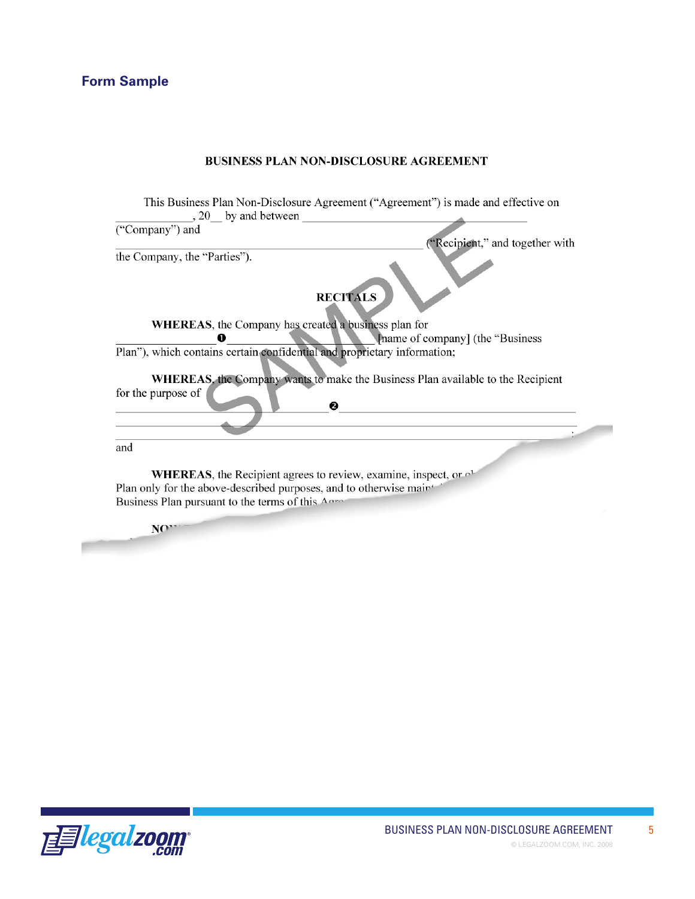## Form Sample

**BUSINESS PLAN NON-DISCLOSURE AGREEMENT**

This Business Plan Non-Disclosure Agreement ("Agreement") is made and effective on ______________, 20__ by and between ______________________________________ ("Company") and ______________________________________________________ ("Recipient," and together with the Company, the "Parties").

**RECITALS**

**WHEREAS**, the Company has created a business plan for ______________ ❶ ______________ [name of company] (the "Business Plan"), which contains certain confidential and proprietary information;

**WHEREAS**, the Company wants to make the Business Plan available to the Recipient for the purpose of ______________________________ ❷ ______________________________ ______________________________________________________________________ ______________________________________________________________________;

and

**WHEREAS**, the Recipient agrees to review, examine, inspect, or o... Plan only for the above-described purposes, and to otherwise main... Business Plan pursuant to the terms of this Agre...

**NO...**